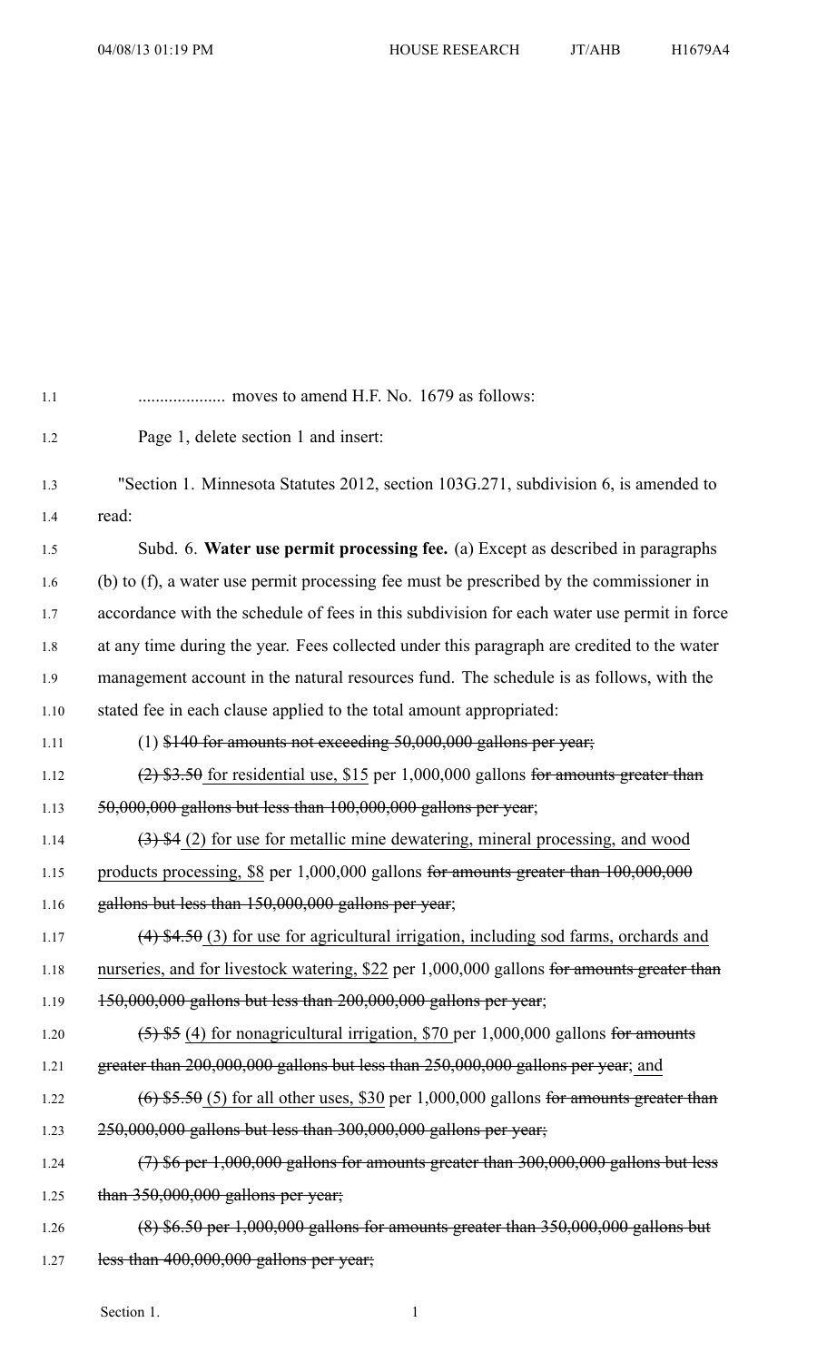.................... moves to amend H.F. No. 1679 as follows:

Page 1, delete section 1 and insert:

"Section 1. Minnesota Statutes 2012, section 103G.271, subdivision 6, is amended to read:

Subd. 6. **Water use permit processing fee.** (a) Except as described in paragraphs (b) to (f), a water use permit processing fee must be prescribed by the commissioner in accordance with the schedule of fees in this subdivision for each water use permit in force at any time during the year. Fees collected under this paragraph are credited to the water management account in the natural resources fund. The schedule is as follows, with the stated fee in each clause applied to the total amount appropriated:

(1) ~~$140 for amounts not exceeding 50,000,000 gallons per year;~~

~~(2) $3.50~~ for residential use, $15 per 1,000,000 gallons ~~for amounts greater than 50,000,000 gallons but less than 100,000,000 gallons per year~~;

~~(3) $4~~ (2) for use for metallic mine dewatering, mineral processing, and wood products processing, $8 per 1,000,000 gallons ~~for amounts greater than 100,000,000 gallons but less than 150,000,000 gallons per year~~;

~~(4) $4.50~~ (3) for use for agricultural irrigation, including sod farms, orchards and nurseries, and for livestock watering, $22 per 1,000,000 gallons ~~for amounts greater than 150,000,000 gallons but less than 200,000,000 gallons per year~~;

~~(5) $5~~ (4) for nonagricultural irrigation, $70 per 1,000,000 gallons ~~for amounts greater than 200,000,000 gallons but less than 250,000,000 gallons per year~~; and

~~(6) $5.50~~ (5) for all other uses, $30 per 1,000,000 gallons ~~for amounts greater than 250,000,000 gallons but less than 300,000,000 gallons per year;~~

~~(7) $6 per 1,000,000 gallons for amounts greater than 300,000,000 gallons but less than 350,000,000 gallons per year;~~

~~(8) $6.50 per 1,000,000 gallons for amounts greater than 350,000,000 gallons but less than 400,000,000 gallons per year;~~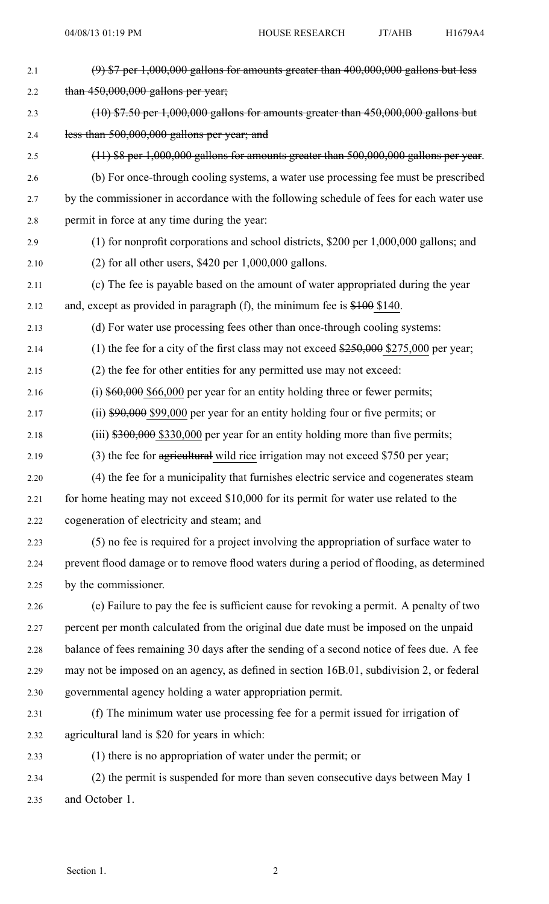~~(9) $7 per 1,000,000 gallons for amounts greater than 400,000,000 gallons but less than 450,000,000 gallons per year;~~

~~(10) $7.50 per 1,000,000 gallons for amounts greater than 450,000,000 gallons but less than 500,000,000 gallons per year; and~~

~~(11) $8 per 1,000,000 gallons for amounts greater than 500,000,000 gallons per year~~.

(b) For once-through cooling systems, a water use processing fee must be prescribed by the commissioner in accordance with the following schedule of fees for each water use permit in force at any time during the year:

(1) for nonprofit corporations and school districts, $200 per 1,000,000 gallons; and

(2) for all other users, $420 per 1,000,000 gallons.

(c) The fee is payable based on the amount of water appropriated during the year and, except as provided in paragraph (f), the minimum fee is ~~$100~~ $140.

(d) For water use processing fees other than once-through cooling systems:

(1) the fee for a city of the first class may not exceed ~~$250,000~~ $275,000 per year;

(2) the fee for other entities for any permitted use may not exceed:

(i) ~~$60,000~~ $66,000 per year for an entity holding three or fewer permits;

(ii) ~~$90,000~~ $99,000 per year for an entity holding four or five permits; or

(iii) ~~$300,000~~ $330,000 per year for an entity holding more than five permits;

(3) the fee for ~~agricultural~~ wild rice irrigation may not exceed $750 per year;

(4) the fee for a municipality that furnishes electric service and cogenerates steam for home heating may not exceed $10,000 for its permit for water use related to the cogeneration of electricity and steam; and

(5) no fee is required for a project involving the appropriation of surface water to prevent flood damage or to remove flood waters during a period of flooding, as determined by the commissioner.

(e) Failure to pay the fee is sufficient cause for revoking a permit. A penalty of two percent per month calculated from the original due date must be imposed on the unpaid balance of fees remaining 30 days after the sending of a second notice of fees due. A fee may not be imposed on an agency, as defined in section 16B.01, subdivision 2, or federal governmental agency holding a water appropriation permit.

(f) The minimum water use processing fee for a permit issued for irrigation of agricultural land is $20 for years in which:

(1) there is no appropriation of water under the permit; or

(2) the permit is suspended for more than seven consecutive days between May 1 and October 1.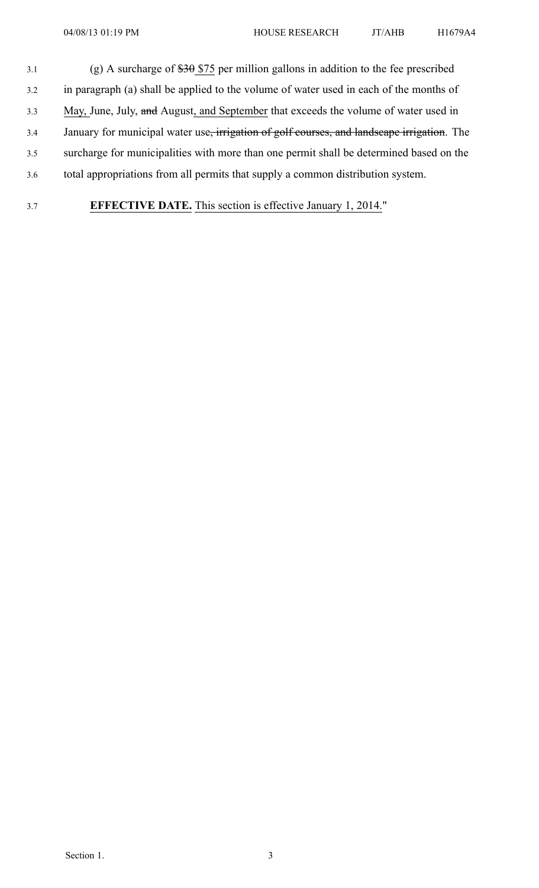(g) A surcharge of ~~$30~~ $75 per million gallons in addition to the fee prescribed in paragraph (a) shall be applied to the volume of water used in each of the months of May, June, July, ~~and~~ August, and September that exceeds the volume of water used in January for municipal water use~~, irrigation of golf courses, and landscape irrigation~~. The surcharge for municipalities with more than one permit shall be determined based on the total appropriations from all permits that supply a common distribution system.

**EFFECTIVE DATE.** This section is effective January 1, 2014."